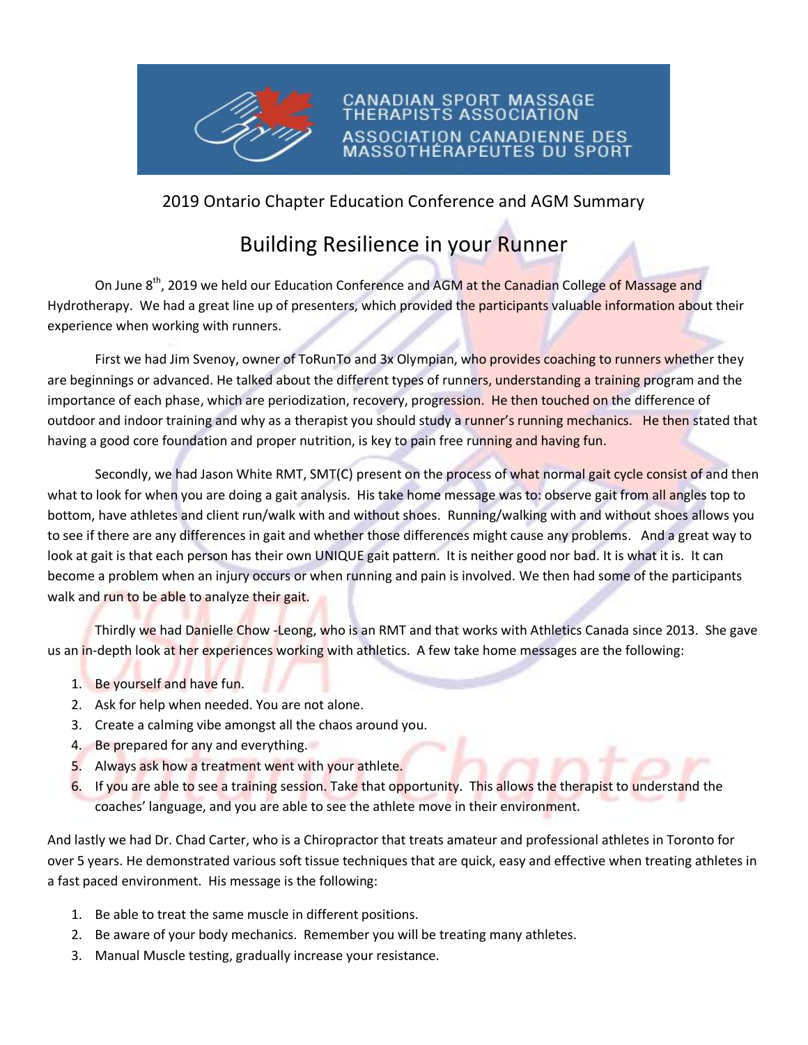CANADIAN SPORT MASSAGE THERAPISTS ASSOCIATION

ASSOCIATION CANADIENNE DES MASSOTHÉRAPEUTES DU SPORT

2019 Ontario Chapter Education Conference and AGM Summary

# Building Resilience in your Runner

On June 8th, 2019 we held our Education Conference and AGM at the Canadian College of Massage and Hydrotherapy. We had a great line up of presenters, which provided the participants valuable information about their experience when working with runners.

First we had Jim Svenoy, owner of ToRunTo and 3x Olympian, who provides coaching to runners whether they are beginnings or advanced. He talked about the different types of runners, understanding a training program and the importance of each phase, which are periodization, recovery, progression. He then touched on the difference of outdoor and indoor training and why as a therapist you should study a runner's running mechanics. He then stated that having a good core foundation and proper nutrition, is key to pain free running and having fun.

Secondly, we had Jason White RMT, SMT(C) present on the process of what normal gait cycle consist of and then what to look for when you are doing a gait analysis. His take home message was to: observe gait from all angles top to bottom, have athletes and client run/walk with and without shoes. Running/walking with and without shoes allows you to see if there are any differences in gait and whether those differences might cause any problems. And a great way to look at gait is that each person has their own UNIQUE gait pattern. It is neither good nor bad. It is what it is. It can become a problem when an injury occurs or when running and pain is involved. We then had some of the participants walk and run to be able to analyze their gait.

Thirdly we had Danielle Chow -Leong, who is an RMT and that works with Athletics Canada since 2013. She gave us an in-depth look at her experiences working with athletics. A few take home messages are the following:

1. Be yourself and have fun.
2. Ask for help when needed. You are not alone.
3. Create a calming vibe amongst all the chaos around you.
4. Be prepared for any and everything.
5. Always ask how a treatment went with your athlete.
6. If you are able to see a training session. Take that opportunity. This allows the therapist to understand the coaches' language, and you are able to see the athlete move in their environment.

And lastly we had Dr. Chad Carter, who is a Chiropractor that treats amateur and professional athletes in Toronto for over 5 years. He demonstrated various soft tissue techniques that are quick, easy and effective when treating athletes in a fast paced environment. His message is the following:

1. Be able to treat the same muscle in different positions.
2. Be aware of your body mechanics. Remember you will be treating many athletes.
3. Manual Muscle testing, gradually increase your resistance.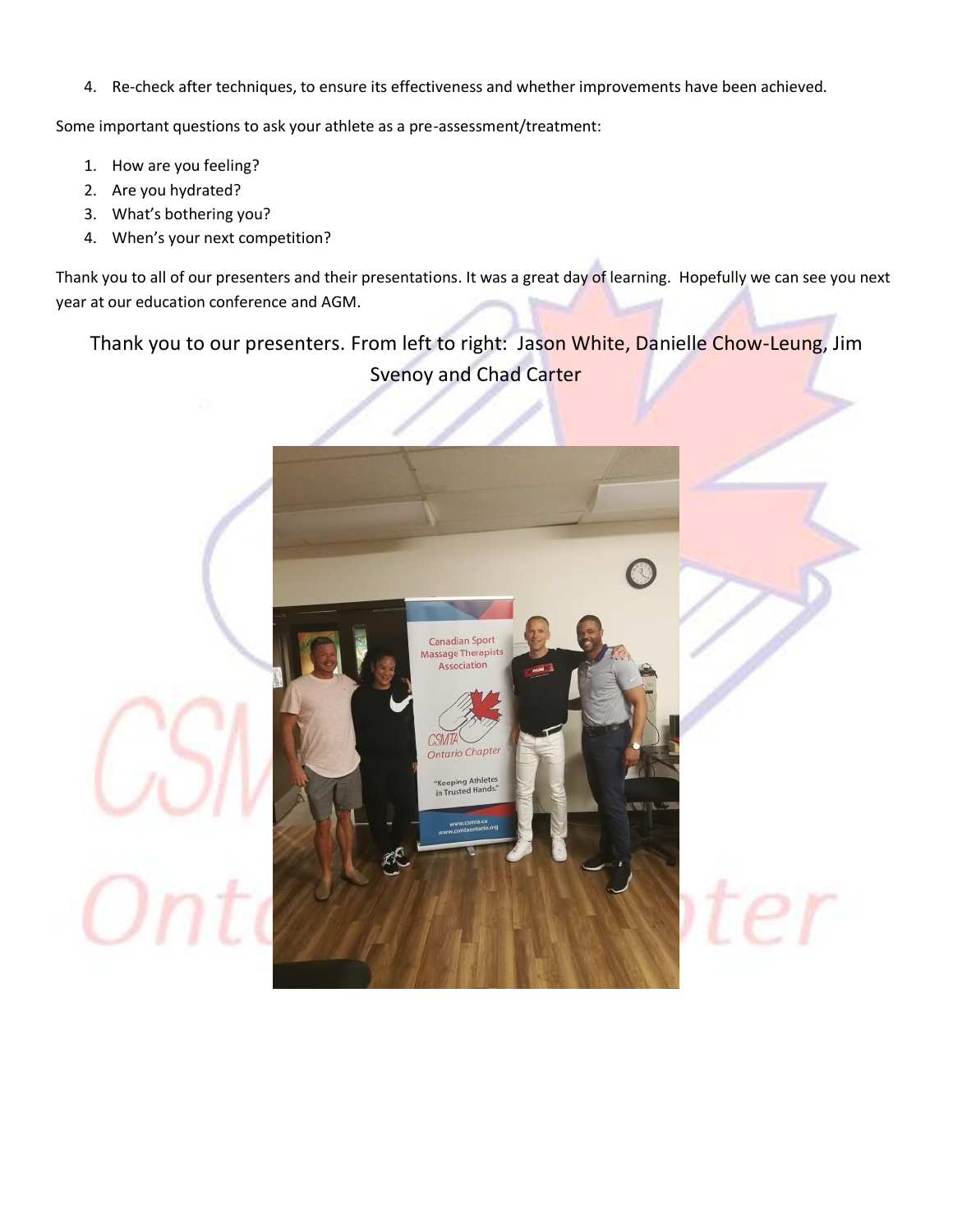4. Re-check after techniques, to ensure its effectiveness and whether improvements have been achieved.

Some important questions to ask your athlete as a pre-assessment/treatment:

1. How are you feeling?
2. Are you hydrated?
3. What's bothering you?
4. When's your next competition?

Thank you to all of our presenters and their presentations. It was a great day of learning. Hopefully we can see you next year at our education conference and AGM.

Thank you to our presenters. From left to right: Jason White, Danielle Chow-Leung, Jim Svenoy and Chad Carter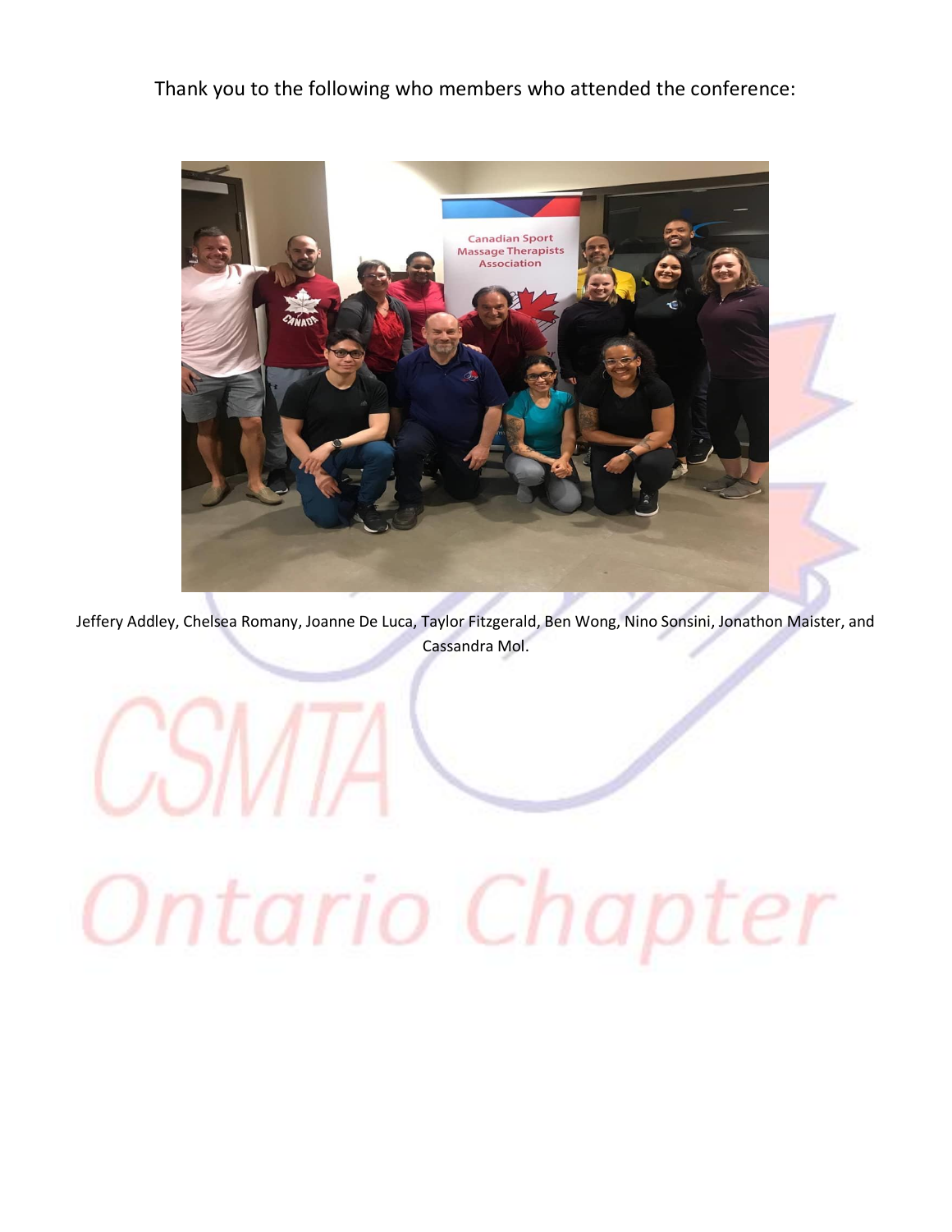Thank you to the following who members who attended the conference:

Jeffery Addley, Chelsea Romany, Joanne De Luca, Taylor Fitzgerald, Ben Wong, Nino Sonsini, Jonathon Maister, and Cassandra Mol.